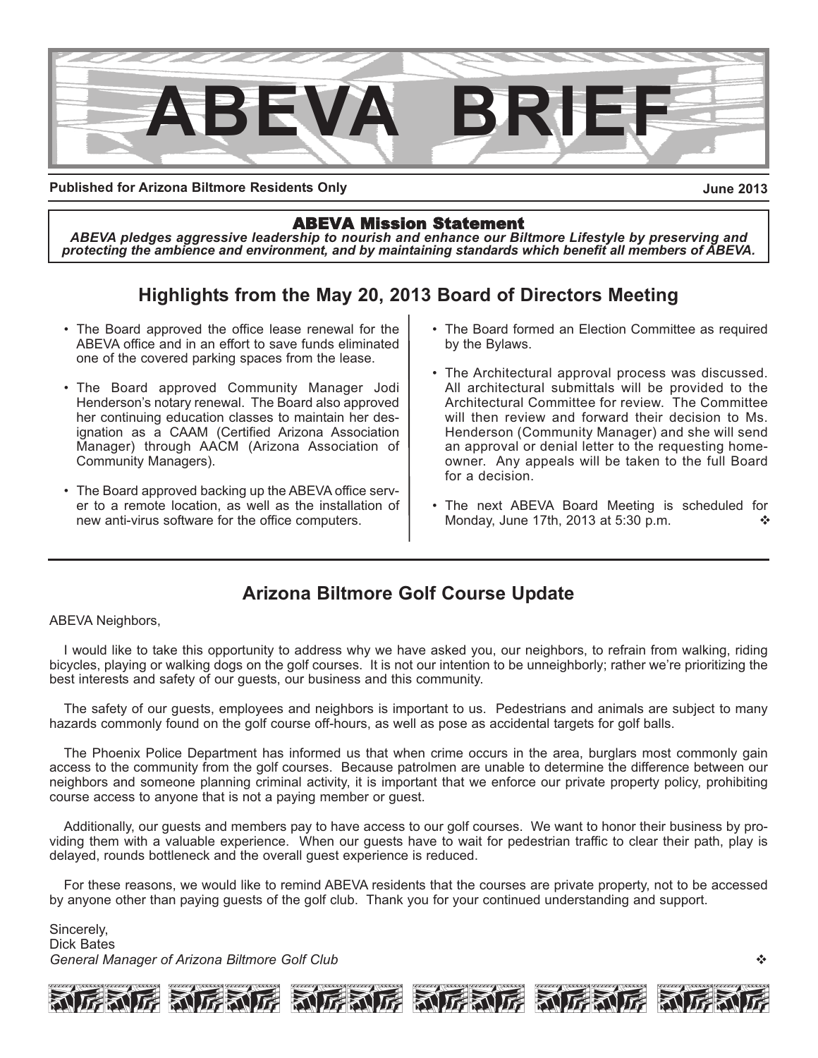# ABEVA BRIEF

**Published for Arizona Biltmore Residents Only** **June 2013**

### ABEVA Mission Statement

***ABEVA pledges aggressive leadership to nourish and enhance our Biltmore Lifestyle by preserving and protecting the ambience and environment, and by maintaining standards which benefit all members of ABEVA.***

## Highlights from the May 20, 2013 Board of Directors Meeting

- The Board approved the office lease renewal for the ABEVA office and in an effort to save funds eliminated one of the covered parking spaces from the lease.
- The Board approved Community Manager Jodi Henderson's notary renewal. The Board also approved her continuing education classes to maintain her designation as a CAAM (Certified Arizona Association Manager) through AACM (Arizona Association of Community Managers).
- The Board approved backing up the ABEVA office server to a remote location, as well as the installation of new anti-virus software for the office computers.
- The Board formed an Election Committee as required by the Bylaws.
- The Architectural approval process was discussed. All architectural submittals will be provided to the Architectural Committee for review. The Committee will then review and forward their decision to Ms. Henderson (Community Manager) and she will send an approval or denial letter to the requesting homeowner. Any appeals will be taken to the full Board for a decision.
- The next ABEVA Board Meeting is scheduled for Monday, June 17th, 2013 at 5:30 p.m. ❖

## Arizona Biltmore Golf Course Update

ABEVA Neighbors,

I would like to take this opportunity to address why we have asked you, our neighbors, to refrain from walking, riding bicycles, playing or walking dogs on the golf courses. It is not our intention to be unneighborly; rather we're prioritizing the best interests and safety of our guests, our business and this community.

The safety of our guests, employees and neighbors is important to us. Pedestrians and animals are subject to many hazards commonly found on the golf course off-hours, as well as pose as accidental targets for golf balls.

The Phoenix Police Department has informed us that when crime occurs in the area, burglars most commonly gain access to the community from the golf courses. Because patrolmen are unable to determine the difference between our neighbors and someone planning criminal activity, it is important that we enforce our private property policy, prohibiting course access to anyone that is not a paying member or guest.

Additionally, our guests and members pay to have access to our golf courses. We want to honor their business by providing them with a valuable experience. When our guests have to wait for pedestrian traffic to clear their path, play is delayed, rounds bottleneck and the overall guest experience is reduced.

For these reasons, we would like to remind ABEVA residents that the courses are private property, not to be accessed by anyone other than paying guests of the golf club. Thank you for your continued understanding and support.

Sincerely,
Dick Bates
*General Manager of Arizona Biltmore Golf Club* ❖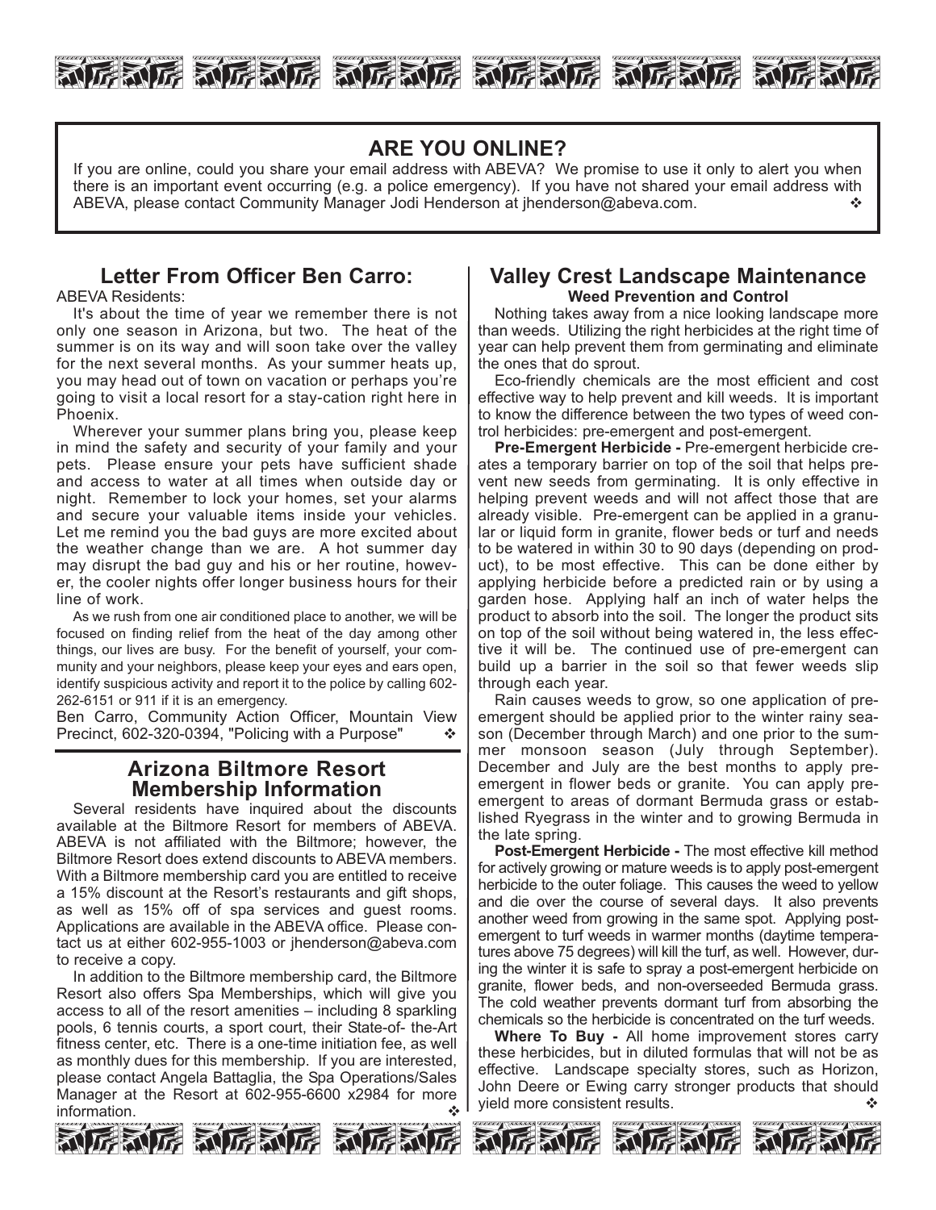## ARE YOU ONLINE?

If you are online, could you share your email address with ABEVA? We promise to use it only to alert you when there is an important event occurring (e.g. a police emergency). If you have not shared your email address with ABEVA, please contact Community Manager Jodi Henderson at jhenderson@abeva.com. ❖

## Letter From Officer Ben Carro:

ABEVA Residents:

It's about the time of year we remember there is not only one season in Arizona, but two. The heat of the summer is on its way and will soon take over the valley for the next several months. As your summer heats up, you may head out of town on vacation or perhaps you're going to visit a local resort for a stay-cation right here in Phoenix.

Wherever your summer plans bring you, please keep in mind the safety and security of your family and your pets. Please ensure your pets have sufficient shade and access to water at all times when outside day or night. Remember to lock your homes, set your alarms and secure your valuable items inside your vehicles. Let me remind you the bad guys are more excited about the weather change than we are. A hot summer day may disrupt the bad guy and his or her routine, however, the cooler nights offer longer business hours for their line of work.

As we rush from one air conditioned place to another, we will be focused on finding relief from the heat of the day among other things, our lives are busy. For the benefit of yourself, your community and your neighbors, please keep your eyes and ears open, identify suspicious activity and report it to the police by calling 602-262-6151 or 911 if it is an emergency.

Ben Carro, Community Action Officer, Mountain View Precinct, 602-320-0394, "Policing with a Purpose" ❖

## Arizona Biltmore Resort Membership Information

Several residents have inquired about the discounts available at the Biltmore Resort for members of ABEVA. ABEVA is not affiliated with the Biltmore; however, the Biltmore Resort does extend discounts to ABEVA members. With a Biltmore membership card you are entitled to receive a 15% discount at the Resort's restaurants and gift shops, as well as 15% off of spa services and guest rooms. Applications are available in the ABEVA office. Please contact us at either 602-955-1003 or jhenderson@abeva.com to receive a copy.

In addition to the Biltmore membership card, the Biltmore Resort also offers Spa Memberships, which will give you access to all of the resort amenities – including 8 sparkling pools, 6 tennis courts, a sport court, their State-of- the-Art fitness center, etc. There is a one-time initiation fee, as well as monthly dues for this membership. If you are interested, please contact Angela Battaglia, the Spa Operations/Sales Manager at the Resort at 602-955-6600 x2984 for more information. ❖

## Valley Crest Landscape Maintenance

### Weed Prevention and Control

Nothing takes away from a nice looking landscape more than weeds. Utilizing the right herbicides at the right time of year can help prevent them from germinating and eliminate the ones that do sprout.

Eco-friendly chemicals are the most efficient and cost effective way to help prevent and kill weeds. It is important to know the difference between the two types of weed control herbicides: pre-emergent and post-emergent.

**Pre-Emergent Herbicide -** Pre-emergent herbicide creates a temporary barrier on top of the soil that helps prevent new seeds from germinating. It is only effective in helping prevent weeds and will not affect those that are already visible. Pre-emergent can be applied in a granular or liquid form in granite, flower beds or turf and needs to be watered in within 30 to 90 days (depending on product), to be most effective. This can be done either by applying herbicide before a predicted rain or by using a garden hose. Applying half an inch of water helps the product to absorb into the soil. The longer the product sits on top of the soil without being watered in, the less effective it will be. The continued use of pre-emergent can build up a barrier in the soil so that fewer weeds slip through each year.

Rain causes weeds to grow, so one application of pre-emergent should be applied prior to the winter rainy season (December through March) and one prior to the summer monsoon season (July through September). December and July are the best months to apply pre-emergent in flower beds or granite. You can apply pre-emergent to areas of dormant Bermuda grass or established Ryegrass in the winter and to growing Bermuda in the late spring.

**Post-Emergent Herbicide -** The most effective kill method for actively growing or mature weeds is to apply post-emergent herbicide to the outer foliage. This causes the weed to yellow and die over the course of several days. It also prevents another weed from growing in the same spot. Applying post-emergent to turf weeds in warmer months (daytime temperatures above 75 degrees) will kill the turf, as well. However, during the winter it is safe to spray a post-emergent herbicide on granite, flower beds, and non-overseeded Bermuda grass. The cold weather prevents dormant turf from absorbing the chemicals so the herbicide is concentrated on the turf weeds.

**Where To Buy -** All home improvement stores carry these herbicides, but in diluted formulas that will not be as effective. Landscape specialty stores, such as Horizon, John Deere or Ewing carry stronger products that should yield more consistent results. ❖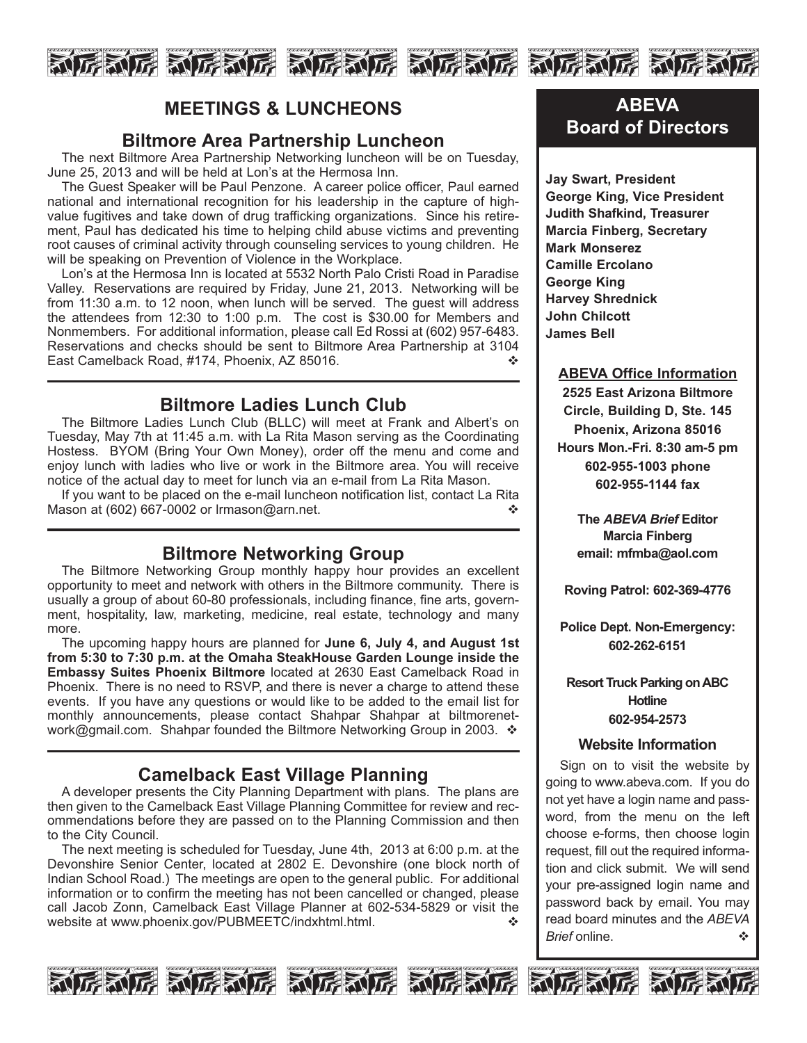# MEETINGS & LUNCHEONS

## Biltmore Area Partnership Luncheon

The next Biltmore Area Partnership Networking luncheon will be on Tuesday, June 25, 2013 and will be held at Lon's at the Hermosa Inn.

The Guest Speaker will be Paul Penzone. A career police officer, Paul earned national and international recognition for his leadership in the capture of high-value fugitives and take down of drug trafficking organizations. Since his retirement, Paul has dedicated his time to helping child abuse victims and preventing root causes of criminal activity through counseling services to young children. He will be speaking on Prevention of Violence in the Workplace.

Lon's at the Hermosa Inn is located at 5532 North Palo Cristi Road in Paradise Valley. Reservations are required by Friday, June 21, 2013. Networking will be from 11:30 a.m. to 12 noon, when lunch will be served. The guest will address the attendees from 12:30 to 1:00 p.m. The cost is $30.00 for Members and Nonmembers. For additional information, please call Ed Rossi at (602) 957-6483. Reservations and checks should be sent to Biltmore Area Partnership at 3104 East Camelback Road, #174, Phoenix, AZ 85016. ❖

## Biltmore Ladies Lunch Club

The Biltmore Ladies Lunch Club (BLLC) will meet at Frank and Albert's on Tuesday, May 7th at 11:45 a.m. with La Rita Mason serving as the Coordinating Hostess. BYOM (Bring Your Own Money), order off the menu and come and enjoy lunch with ladies who live or work in the Biltmore area. You will receive notice of the actual day to meet for lunch via an e-mail from La Rita Mason.

If you want to be placed on the e-mail luncheon notification list, contact La Rita Mason at (602) 667-0002 or lrmason@arn.net. ❖

## Biltmore Networking Group

The Biltmore Networking Group monthly happy hour provides an excellent opportunity to meet and network with others in the Biltmore community. There is usually a group of about 60-80 professionals, including finance, fine arts, government, hospitality, law, marketing, medicine, real estate, technology and many more.

The upcoming happy hours are planned for **June 6, July 4, and August 1st from 5:30 to 7:30 p.m. at the Omaha SteakHouse Garden Lounge inside the Embassy Suites Phoenix Biltmore** located at 2630 East Camelback Road in Phoenix. There is no need to RSVP, and there is never a charge to attend these events. If you have any questions or would like to be added to the email list for monthly announcements, please contact Shahpar Shahpar at biltmorenetwork@gmail.com. Shahpar founded the Biltmore Networking Group in 2003. ❖

## Camelback East Village Planning

A developer presents the City Planning Department with plans. The plans are then given to the Camelback East Village Planning Committee for review and recommendations before they are passed on to the Planning Commission and then to the City Council.

The next meeting is scheduled for Tuesday, June 4th, 2013 at 6:00 p.m. at the Devonshire Senior Center, located at 2802 E. Devonshire (one block north of Indian School Road.) The meetings are open to the general public. For additional information or to confirm the meeting has not been cancelled or changed, please call Jacob Zonn, Camelback East Village Planner at 602-534-5829 or visit the website at www.phoenix.gov/PUBMEETC/indxhtml.html. ❖

## ABEVA Board of Directors

**Jay Swart, President**
**George King, Vice President**
**Judith Shafkind, Treasurer**
**Marcia Finberg, Secretary**
**Mark Monserez**
**Camille Ercolano**
**George King**
**Harvey Shrednick**
**John Chilcott**
**James Bell**

### ABEVA Office Information

**2525 East Arizona Biltmore Circle, Building D, Ste. 145**
**Phoenix, Arizona 85016**
**Hours Mon.-Fri. 8:30 am-5 pm**
**602-955-1003 phone**
**602-955-1144 fax**

**The *ABEVA Brief* Editor**
**Marcia Finberg**
**email: mfmba@aol.com**

**Roving Patrol: 602-369-4776**

**Police Dept. Non-Emergency: 602-262-6151**

**Resort Truck Parking on ABC Hotline**
**602-954-2573**

### Website Information

Sign on to visit the website by going to www.abeva.com. If you do not yet have a login name and password, from the menu on the left choose e-forms, then choose login request, fill out the required information and click submit. We will send your pre-assigned login name and password back by email. You may read board minutes and the *ABEVA Brief* online. ❖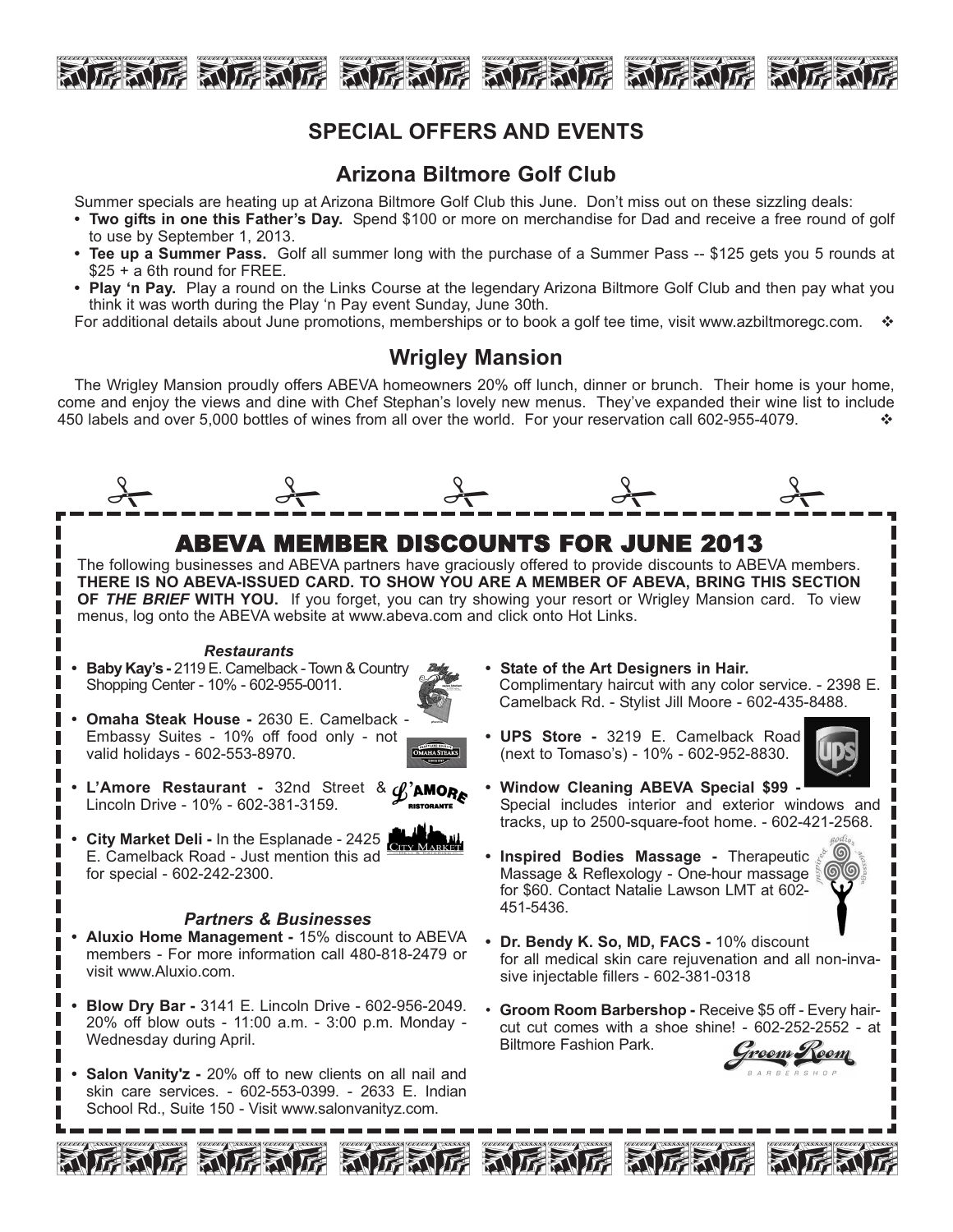## SPECIAL OFFERS AND EVENTS

### Arizona Biltmore Golf Club

Summer specials are heating up at Arizona Biltmore Golf Club this June. Don't miss out on these sizzling deals:

- **Two gifts in one this Father's Day.** Spend $100 or more on merchandise for Dad and receive a free round of golf to use by September 1, 2013.
- **Tee up a Summer Pass.** Golf all summer long with the purchase of a Summer Pass -- $125 gets you 5 rounds at $25 + a 6th round for FREE.
- **Play 'n Pay.** Play a round on the Links Course at the legendary Arizona Biltmore Golf Club and then pay what you think it was worth during the Play 'n Pay event Sunday, June 30th.

For additional details about June promotions, memberships or to book a golf tee time, visit www.azbiltmoregc.com. ❖

### Wrigley Mansion

The Wrigley Mansion proudly offers ABEVA homeowners 20% off lunch, dinner or brunch. Their home is your home, come and enjoy the views and dine with Chef Stephan's lovely new menus. They've expanded their wine list to include 450 labels and over 5,000 bottles of wines from all over the world. For your reservation call 602-955-4079. ❖

## ABEVA MEMBER DISCOUNTS FOR JUNE 2013

The following businesses and ABEVA partners have graciously offered to provide discounts to ABEVA members. **THERE IS NO ABEVA-ISSUED CARD. TO SHOW YOU ARE A MEMBER OF ABEVA, BRING THIS SECTION OF *THE BRIEF* WITH YOU.** If you forget, you can try showing your resort or Wrigley Mansion card. To view menus, log onto the ABEVA website at www.abeva.com and click onto Hot Links.

***Restaurants***

- **Baby Kay's -** 2119 E. Camelback - Town & Country Shopping Center - 10% - 602-955-0011.
- **Omaha Steak House -** 2630 E. Camelback - Embassy Suites - 10% off food only - not valid holidays - 602-553-8970.
- **L'Amore Restaurant -** 32nd Street & Lincoln Drive - 10% - 602-381-3159.
- **City Market Deli -** In the Esplanade - 2425 E. Camelback Road - Just mention this ad for special - 602-242-2300.

***Partners & Businesses***

- **Aluxio Home Management -** 15% discount to ABEVA members - For more information call 480-818-2479 or visit www.Aluxio.com.
- **Blow Dry Bar -** 3141 E. Lincoln Drive - 602-956-2049. 20% off blow outs - 11:00 a.m. - 3:00 p.m. Monday - Wednesday during April.
- **Salon Vanity'z -** 20% off to new clients on all nail and skin care services. - 602-553-0399. - 2633 E. Indian School Rd., Suite 150 - Visit www.salonvanityz.com.
- **State of the Art Designers in Hair.** Complimentary haircut with any color service. - 2398 E. Camelback Rd. - Stylist Jill Moore - 602-435-8488.
- **UPS Store -** 3219 E. Camelback Road (next to Tomaso's) - 10% - 602-952-8830.
- **Window Cleaning ABEVA Special $99 -** Special includes interior and exterior windows and tracks, up to 2500-square-foot home. - 602-421-2568.
- **Inspired Bodies Massage -** Therapeutic Massage & Reflexology - One-hour massage for $60. Contact Natalie Lawson LMT at 602-451-5436.
- **Dr. Bendy K. So, MD, FACS -** 10% discount for all medical skin care rejuvenation and all non-invasive injectable fillers - 602-381-0318
- **Groom Room Barbershop -** Receive $5 off - Every haircut cut comes with a shoe shine! - 602-252-2552 - at Biltmore Fashion Park.